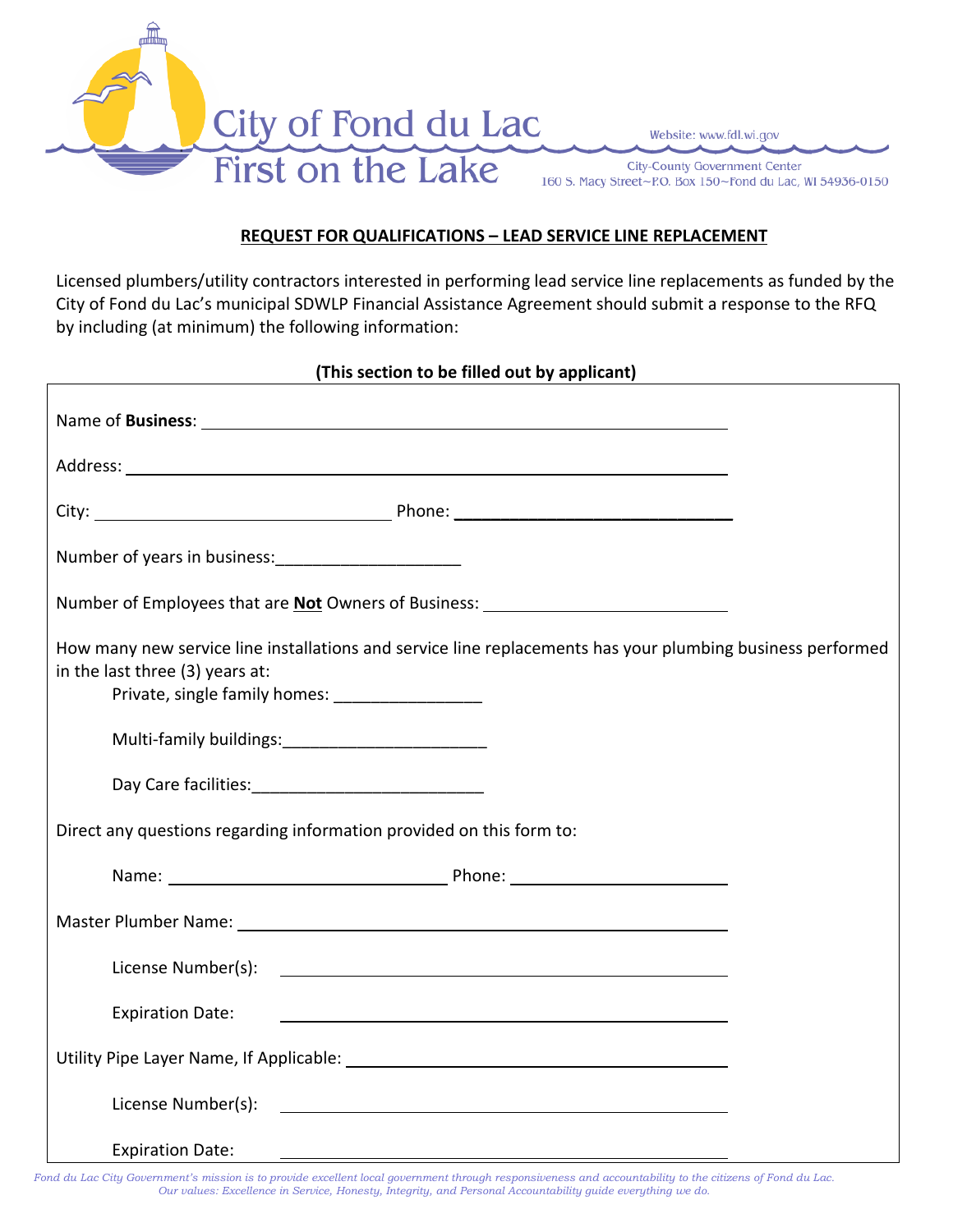City of Fond du Lac
First on the Lake

Website: www.fdl.wi.gov

City-County Government Center
160 S. Macy Street~P.O. Box 150~Fond du Lac, WI 54936-0150

## REQUEST FOR QUALIFICATIONS – LEAD SERVICE LINE REPLACEMENT

Licensed plumbers/utility contractors interested in performing lead service line replacements as funded by the City of Fond du Lac's municipal SDWLP Financial Assistance Agreement should submit a response to the RFQ by including (at minimum) the following information:

**(This section to be filled out by applicant)**

Name of **Business**: ______________________________

Address: ______________________________

City: ____________________ Phone: ____________________

Number of years in business: ____________________

Number of Employees that are **Not** Owners of Business: ____________________

How many new service line installations and service line replacements has your plumbing business performed in the last three (3) years at:

- Private, single family homes: ________________
- Multi-family buildings: ______________________
- Day Care facilities: _________________________

Direct any questions regarding information provided on this form to:

Name: ____________________ Phone: ____________________

Master Plumber Name: ______________________________

License Number(s): ______________________________

Expiration Date: ______________________________

Utility Pipe Layer Name, If Applicable: ______________________________

License Number(s): ______________________________

Expiration Date: ______________________________

*Fond du Lac City Government's mission is to provide excellent local government through responsiveness and accountability to the citizens of Fond du Lac. Our values: Excellence in Service, Honesty, Integrity, and Personal Accountability guide everything we do.*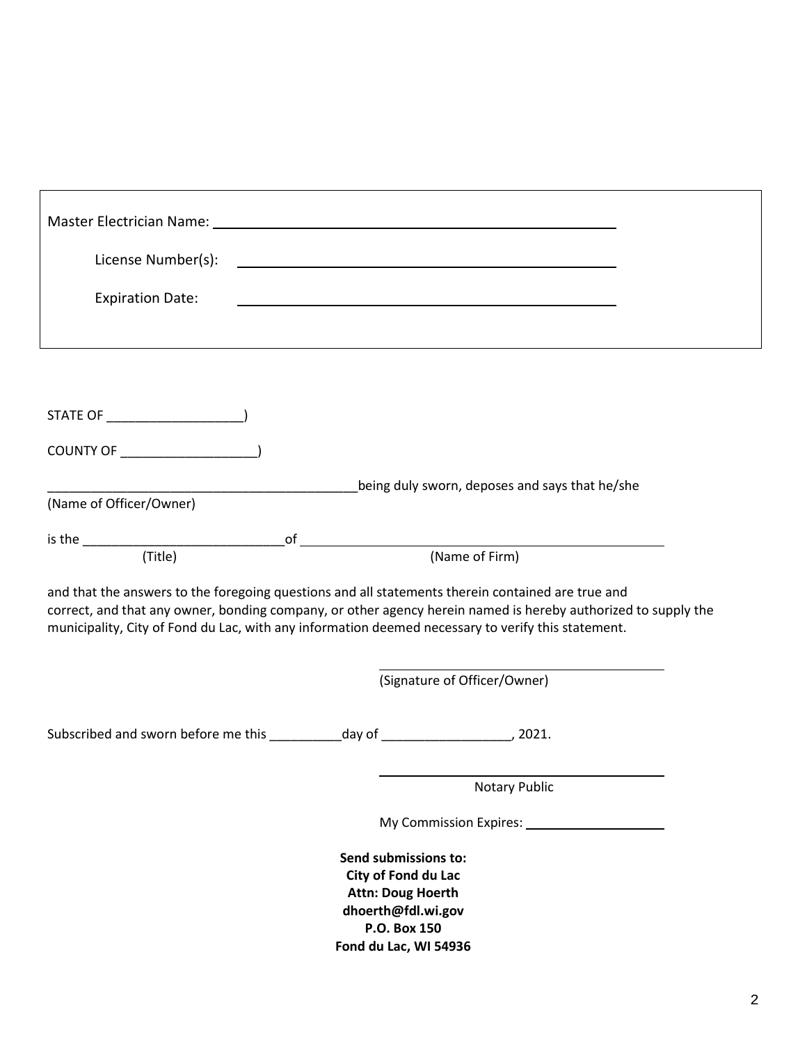Master Electrician Name: ______________________________________________

License Number(s): ______________________________________________

Expiration Date: ______________________________________________

STATE OF ___________________)

COUNTY OF ___________________)

____________________________________________being duly sworn, deposes and says that he/she
(Name of Officer/Owner)

is the ____________________________of ____________________________________________
(Title) (Name of Firm)

and that the answers to the foregoing questions and all statements therein contained are true and correct, and that any owner, bonding company, or other agency herein named is hereby authorized to supply the municipality, City of Fond du Lac, with any information deemed necessary to verify this statement.

____________________________________
(Signature of Officer/Owner)

Subscribed and sworn before me this __________day of __________________, 2021.

____________________________________
Notary Public

My Commission Expires: ___________________

**Send submissions to:**
**City of Fond du Lac**
**Attn: Doug Hoerth**
**dhoerth@fdl.wi.gov**
**P.O. Box 150**
**Fond du Lac, WI 54936**